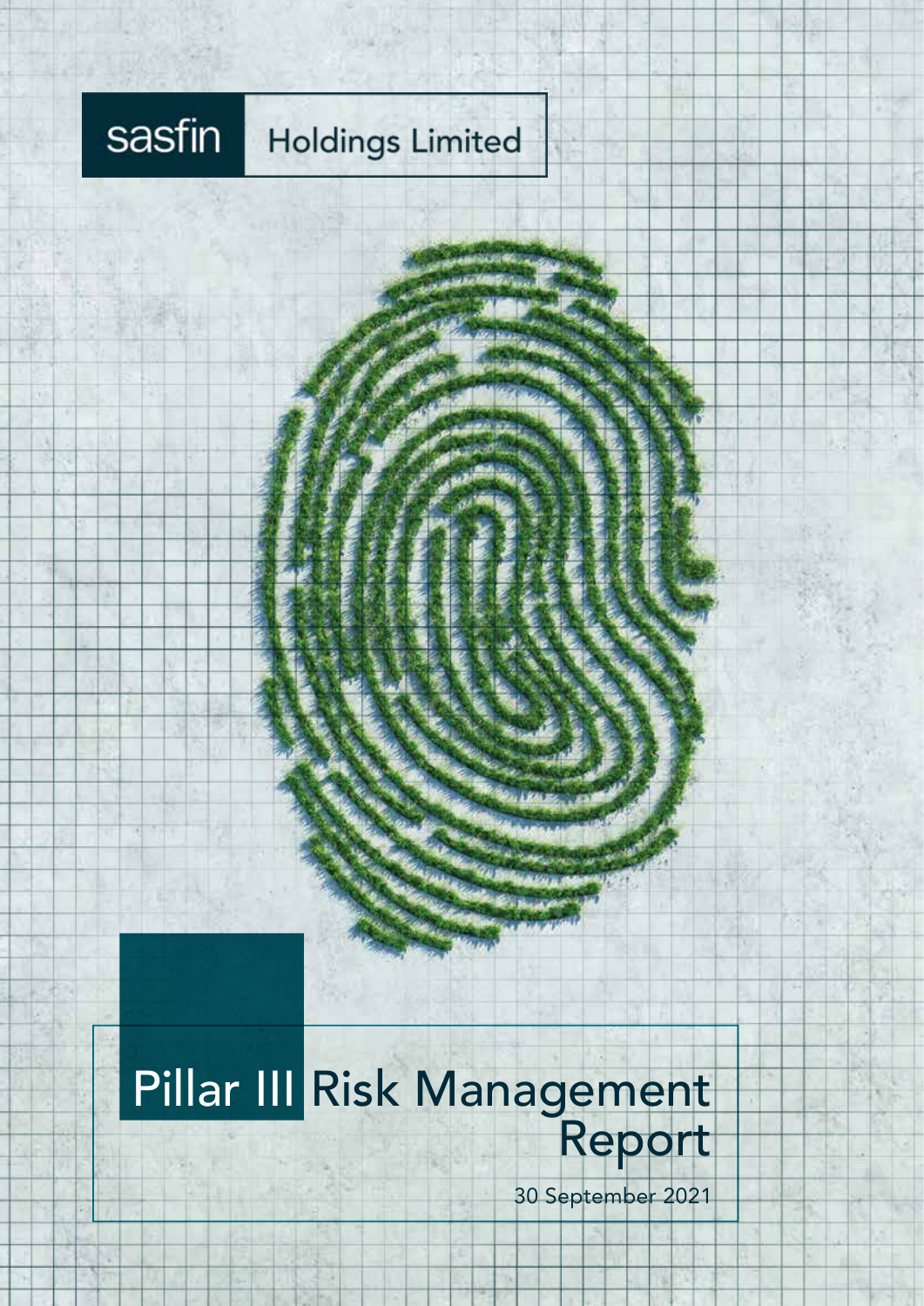sasfin Holdings Limited

# Pillar III Risk Management Report

30 September 2021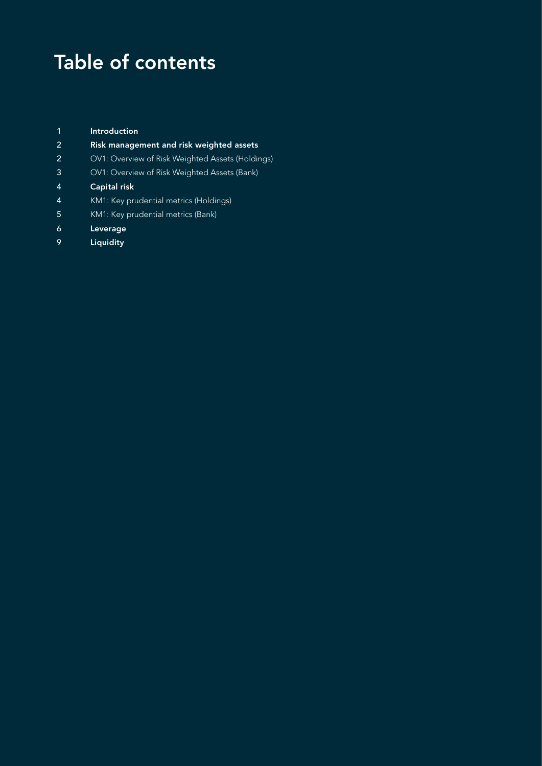# Table of contents

| | |
|---|---|
| 1 | **Introduction** |
| 2 | **Risk management and risk weighted assets** |
| 2 | OV1: Overview of Risk Weighted Assets (Holdings) |
| 3 | OV1: Overview of Risk Weighted Assets (Bank) |
| 4 | **Capital risk** |
| 4 | KM1: Key prudential metrics (Holdings) |
| 5 | KM1: Key prudential metrics (Bank) |
| 6 | **Leverage** |
| 9 | **Liquidity** |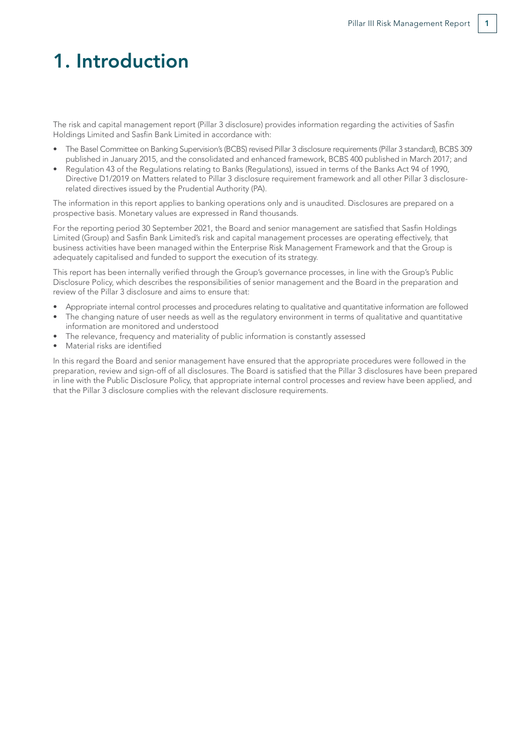# 1. Introduction

The risk and capital management report (Pillar 3 disclosure) provides information regarding the activities of Sasfin Holdings Limited and Sasfin Bank Limited in accordance with:

- The Basel Committee on Banking Supervision's (BCBS) revised Pillar 3 disclosure requirements (Pillar 3 standard), BCBS 309 published in January 2015, and the consolidated and enhanced framework, BCBS 400 published in March 2017; and
- Regulation 43 of the Regulations relating to Banks (Regulations), issued in terms of the Banks Act 94 of 1990, Directive D1/2019 on Matters related to Pillar 3 disclosure requirement framework and all other Pillar 3 disclosure-related directives issued by the Prudential Authority (PA).

The information in this report applies to banking operations only and is unaudited. Disclosures are prepared on a prospective basis. Monetary values are expressed in Rand thousands.

For the reporting period 30 September 2021, the Board and senior management are satisfied that Sasfin Holdings Limited (Group) and Sasfin Bank Limited's risk and capital management processes are operating effectively, that business activities have been managed within the Enterprise Risk Management Framework and that the Group is adequately capitalised and funded to support the execution of its strategy.

This report has been internally verified through the Group's governance processes, in line with the Group's Public Disclosure Policy, which describes the responsibilities of senior management and the Board in the preparation and review of the Pillar 3 disclosure and aims to ensure that:

- Appropriate internal control processes and procedures relating to qualitative and quantitative information are followed
- The changing nature of user needs as well as the regulatory environment in terms of qualitative and quantitative information are monitored and understood
- The relevance, frequency and materiality of public information is constantly assessed
- Material risks are identified

In this regard the Board and senior management have ensured that the appropriate procedures were followed in the preparation, review and sign-off of all disclosures. The Board is satisfied that the Pillar 3 disclosures have been prepared in line with the Public Disclosure Policy, that appropriate internal control processes and review have been applied, and that the Pillar 3 disclosure complies with the relevant disclosure requirements.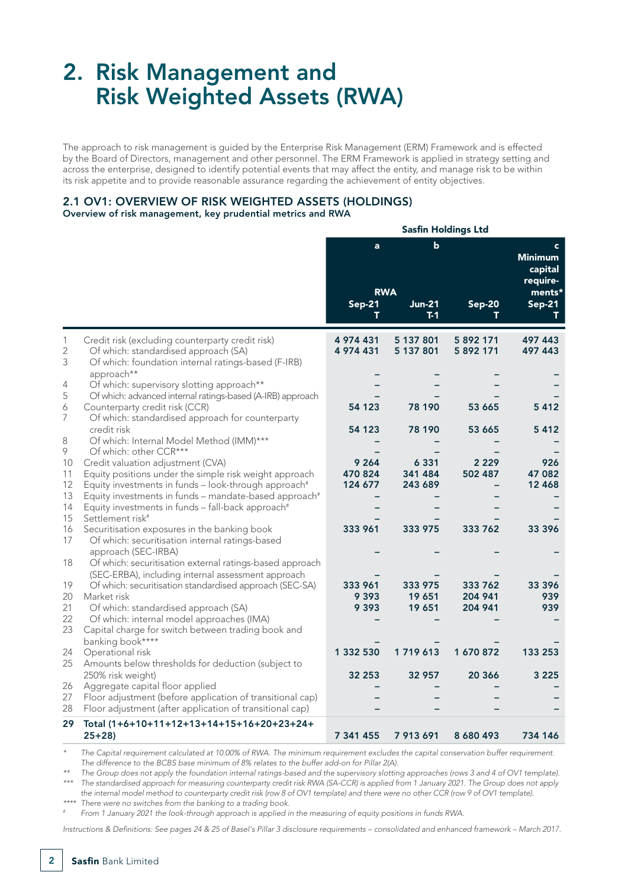# 2. Risk Management and Risk Weighted Assets (RWA)

The approach to risk management is guided by the Enterprise Risk Management (ERM) Framework and is effected by the Board of Directors, management and other personnel. The ERM Framework is applied in strategy setting and across the enterprise, designed to identify potential events that may affect the entity, and manage risk to be within its risk appetite and to provide reasonable assurance regarding the achievement of entity objectives.

## 2.1 OV1: OVERVIEW OF RISK WEIGHTED ASSETS (HOLDINGS)

**Overview of risk management, key prudential metrics and RWA**

| | | Sasfin Holdings Ltd | | | |
|---|---|---|---|---|---|
| | | a | b | | c |
| | | RWA | | | Minimum capital require-ments* |
| | | Sep-21 T | Jun-21 T-1 | Sep-20 T | Sep-21 T |
| 1 | Credit risk (excluding counterparty credit risk) | 4 974 431 | 5 137 801 | 5 892 171 | 497 443 |
| 2 | Of which: standardised approach (SA) | 4 974 431 | 5 137 801 | 5 892 171 | 497 443 |
| 3 | Of which: foundation internal ratings-based (F-IRB) approach** | – | – | – | – |
| 4 | Of which: supervisory slotting approach** | – | – | – | – |
| 5 | Of which: advanced internal ratings-based (A-IRB) approach | – | – | – | – |
| 6 | Counterparty credit risk (CCR) | 54 123 | 78 190 | 53 665 | 5 412 |
| 7 | Of which: standardised approach for counterparty credit risk | 54 123 | 78 190 | 53 665 | 5 412 |
| 8 | Of which: Internal Model Method (IMM)*** | – | – | – | – |
| 9 | Of which: other CCR*** | – | – | – | – |
| 10 | Credit valuation adjustment (CVA) | 9 264 | 6 331 | 2 229 | 926 |
| 11 | Equity positions under the simple risk weight approach | 470 824 | 341 484 | 502 487 | 47 082 |
| 12 | Equity investments in funds – look-through approach# | 124 677 | 243 689 | – | 12 468 |
| 13 | Equity investments in funds – mandate-based approach# | – | – | – | – |
| 14 | Equity investments in funds – fall-back approach# | – | – | – | – |
| 15 | Settlement risk# | – | – | – | – |
| 16 | Securitisation exposures in the banking book | 333 961 | 333 975 | 333 762 | 33 396 |
| 17 | Of which: securitisation internal ratings-based approach (SEC-IRBA) | – | – | – | – |
| 18 | Of which: securitisation external ratings-based approach (SEC-ERBA), including internal assessment approach | – | – | – | – |
| 19 | Of which: securitisation standardised approach (SEC-SA) | 333 961 | 333 975 | 333 762 | 33 396 |
| 20 | Market risk | 9 393 | 19 651 | 204 941 | 939 |
| 21 | Of which: standardised approach (SA) | 9 393 | 19 651 | 204 941 | 939 |
| 22 | Of which: internal model approaches (IMA) | – | – | – | – |
| 23 | Capital charge for switch between trading book and banking book**** | – | – | – | – |
| 24 | Operational risk | 1 332 530 | 1 719 613 | 1 670 872 | 133 253 |
| 25 | Amounts below thresholds for deduction (subject to 250% risk weight) | 32 253 | 32 957 | 20 366 | 3 225 |
| 26 | Aggregate capital floor applied | – | – | – | – |
| 27 | Floor adjustment (before application of transitional cap) | – | – | – | – |
| 28 | Floor adjustment (after application of transitional cap) | – | – | – | – |
| **29** | **Total (1+6+10+11+12+13+14+15+16+20+23+24+25+28)** | **7 341 455** | **7 913 691** | **8 680 493** | **734 146** |

\* *The Capital requirement calculated at 10.00% of RWA. The minimum requirement excludes the capital conservation buffer requirement. The difference to the BCBS base minimum of 8% relates to the buffer add-on for Pillar 2(A).*

\*\* *The Group does not apply the foundation internal ratings-based and the supervisory slotting approaches (rows 3 and 4 of OV1 template).*

\*\*\* *The standardised approach for measuring counterparty credit risk RWA (SA-CCR) is applied from 1 January 2021. The Group does not apply the internal model method to counterparty credit risk (row 8 of OV1 template) and there were no other CCR (row 9 of OV1 template).*

\*\*\*\* *There were no switches from the banking to a trading book.*

\# *From 1 January 2021 the look-through approach is applied in the measuring of equity positions in funds RWA.*

*Instructions & Definitions: See pages 24 & 25 of Basel's Pillar 3 disclosure requirements – consolidated and enhanced framework – March 2017.*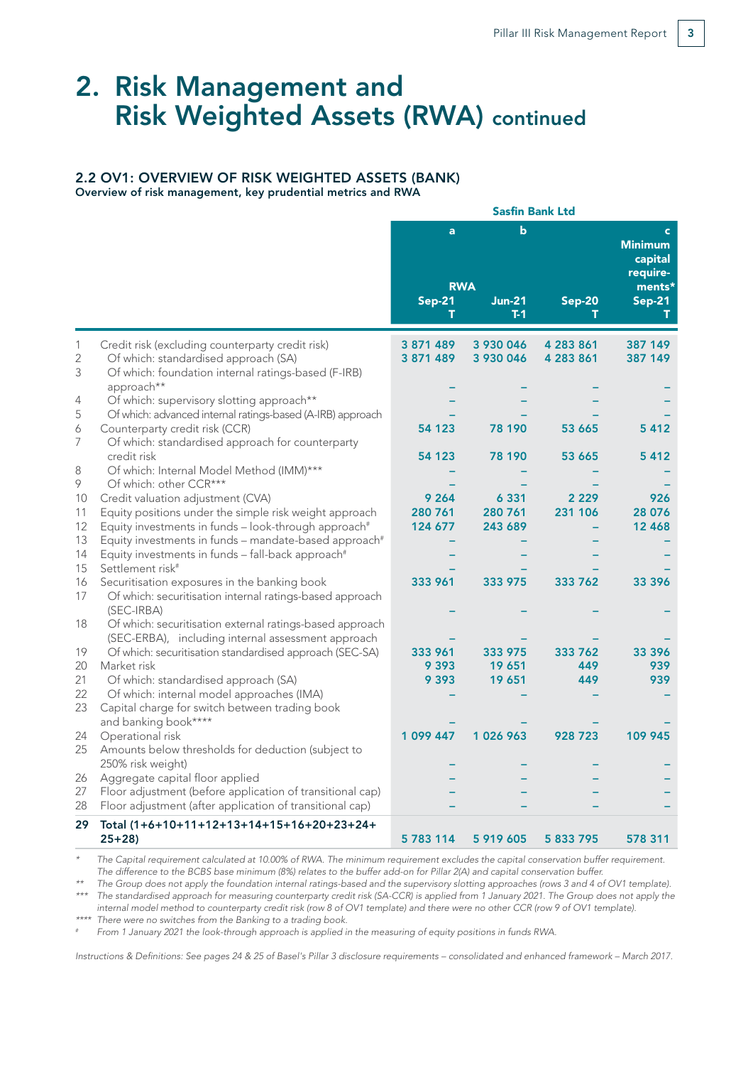# 2. Risk Management and Risk Weighted Assets (RWA) continued

### 2.2 OV1: OVERVIEW OF RISK WEIGHTED ASSETS (BANK)

**Overview of risk management, key prudential metrics and RWA**

| | | Sasfin Bank Ltd | | | |
|---|---|---|---|---|---|
| | | a | b | | c |
| | | RWA | | | Minimum capital require-ments* |
| | | Sep-21 T | Jun-21 T-1 | Sep-20 T | Sep-21 T |
| 1 | Credit risk (excluding counterparty credit risk) | 3 871 489 | 3 930 046 | 4 283 861 | 387 149 |
| 2 | Of which: standardised approach (SA) | 3 871 489 | 3 930 046 | 4 283 861 | 387 149 |
| 3 | Of which: foundation internal ratings-based (F-IRB) approach** | – | – | – | – |
| 4 | Of which: supervisory slotting approach** | – | – | – | – |
| 5 | Of which: advanced internal ratings-based (A-IRB) approach | – | – | – | – |
| 6 | Counterparty credit risk (CCR) | 54 123 | 78 190 | 53 665 | 5 412 |
| 7 | Of which: standardised approach for counterparty credit risk | 54 123 | 78 190 | 53 665 | 5 412 |
| 8 | Of which: Internal Model Method (IMM)*** | – | – | – | – |
| 9 | Of which: other CCR*** | – | – | – | – |
| 10 | Credit valuation adjustment (CVA) | 9 264 | 6 331 | 2 229 | 926 |
| 11 | Equity positions under the simple risk weight approach | 280 761 | 280 761 | 231 106 | 28 076 |
| 12 | Equity investments in funds – look-through approach# | 124 677 | 243 689 | – | 12 468 |
| 13 | Equity investments in funds – mandate-based approach# | – | – | – | – |
| 14 | Equity investments in funds – fall-back approach# | – | – | – | – |
| 15 | Settlement risk# | – | – | – | – |
| 16 | Securitisation exposures in the banking book | 333 961 | 333 975 | 333 762 | 33 396 |
| 17 | Of which: securitisation internal ratings-based approach (SEC-IRBA) | – | – | – | – |
| 18 | Of which: securitisation external ratings-based approach (SEC-ERBA), including internal assessment approach | – | – | – | – |
| 19 | Of which: securitisation standardised approach (SEC-SA) | 333 961 | 333 975 | 333 762 | 33 396 |
| 20 | Market risk | 9 393 | 19 651 | 449 | 939 |
| 21 | Of which: standardised approach (SA) | 9 393 | 19 651 | 449 | 939 |
| 22 | Of which: internal model approaches (IMA) | – | – | – | – |
| 23 | Capital charge for switch between trading book and banking book**** | – | – | – | – |
| 24 | Operational risk | 1 099 447 | 1 026 963 | 928 723 | 109 945 |
| 25 | Amounts below thresholds for deduction (subject to 250% risk weight) | – | – | – | – |
| 26 | Aggregate capital floor applied | – | – | – | – |
| 27 | Floor adjustment (before application of transitional cap) | – | – | – | – |
| 28 | Floor adjustment (after application of transitional cap) | – | – | – | – |
| **29** | **Total (1+6+10+11+12+13+14+15+16+20+23+24+25+28)** | **5 783 114** | **5 919 605** | **5 833 795** | **578 311** |

\* *The Capital requirement calculated at 10.00% of RWA. The minimum requirement excludes the capital conservation buffer requirement. The difference to the BCBS base minimum (8%) relates to the buffer add-on for Pillar 2(A) and capital conservation buffer.*

\*\* *The Group does not apply the foundation internal ratings-based and the supervisory slotting approaches (rows 3 and 4 of OV1 template).*

\*\*\* *The standardised approach for measuring counterparty credit risk (SA-CCR) is applied from 1 January 2021. The Group does not apply the internal model method to counterparty credit risk (row 8 of OV1 template) and there were no other CCR (row 9 of OV1 template).*

\*\*\*\* *There were no switches from the Banking to a trading book.*

\# *From 1 January 2021 the look-through approach is applied in the measuring of equity positions in funds RWA.*

*Instructions & Definitions: See pages 24 & 25 of Basel's Pillar 3 disclosure requirements – consolidated and enhanced framework – March 2017.*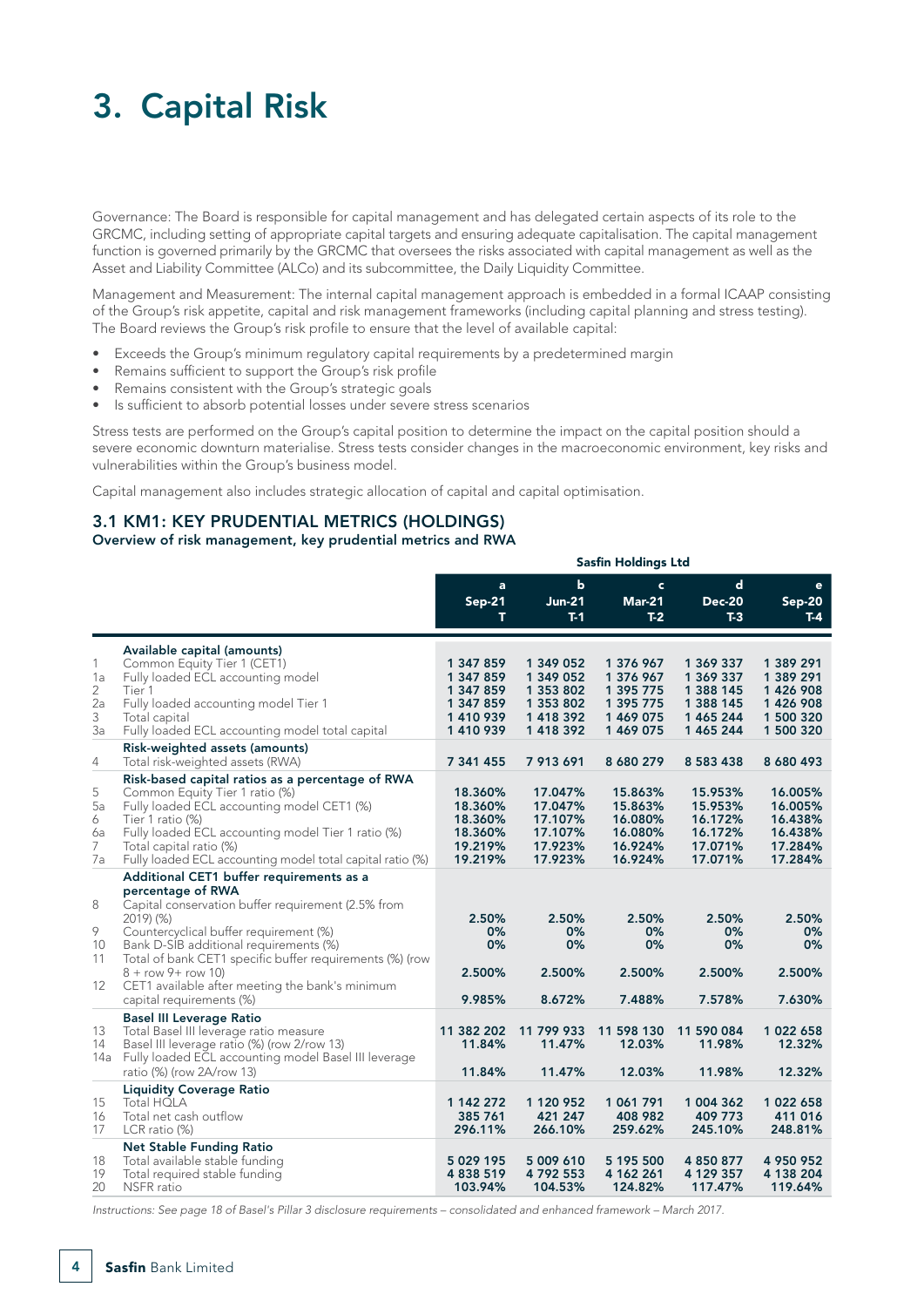# 3. Capital Risk

Governance: The Board is responsible for capital management and has delegated certain aspects of its role to the GRCMC, including setting of appropriate capital targets and ensuring adequate capitalisation. The capital management function is governed primarily by the GRCMC that oversees the risks associated with capital management as well as the Asset and Liability Committee (ALCo) and its subcommittee, the Daily Liquidity Committee.

Management and Measurement: The internal capital management approach is embedded in a formal ICAAP consisting of the Group's risk appetite, capital and risk management frameworks (including capital planning and stress testing). The Board reviews the Group's risk profile to ensure that the level of available capital:

- Exceeds the Group's minimum regulatory capital requirements by a predetermined margin
- Remains sufficient to support the Group's risk profile
- Remains consistent with the Group's strategic goals
- Is sufficient to absorb potential losses under severe stress scenarios

Stress tests are performed on the Group's capital position to determine the impact on the capital position should a severe economic downturn materialise. Stress tests consider changes in the macroeconomic environment, key risks and vulnerabilities within the Group's business model.

Capital management also includes strategic allocation of capital and capital optimisation.

## 3.1 KM1: KEY PRUDENTIAL METRICS (HOLDINGS)

**Overview of risk management, key prudential metrics and RWA**

| | | Sasfin Holdings Ltd | | | | |
|---|---|---|---|---|---|---|
| | | **a**<br>**Sep-21**<br>**T** | **b**<br>**Jun-21**<br>**T-1** | **c**<br>**Mar-21**<br>**T-2** | **d**<br>**Dec-20**<br>**T-3** | **e**<br>**Sep-20**<br>**T-4** |
| | **Available capital (amounts)** | | | | | |
| 1 | Common Equity Tier 1 (CET1) | 1 347 859 | 1 349 052 | 1 376 967 | 1 369 337 | 1 389 291 |
| 1a | Fully loaded ECL accounting model | 1 347 859 | 1 349 052 | 1 376 967 | 1 369 337 | 1 389 291 |
| 2 | Tier 1 | 1 347 859 | 1 353 802 | 1 395 775 | 1 388 145 | 1 426 908 |
| 2a | Fully loaded accounting model Tier 1 | 1 347 859 | 1 353 802 | 1 395 775 | 1 388 145 | 1 426 908 |
| 3 | Total capital | 1 410 939 | 1 418 392 | 1 469 075 | 1 465 244 | 1 500 320 |
| 3a | Fully loaded ECL accounting model total capital | 1 410 939 | 1 418 392 | 1 469 075 | 1 465 244 | 1 500 320 |
| | **Risk-weighted assets (amounts)** | | | | | |
| 4 | Total risk-weighted assets (RWA) | 7 341 455 | 7 913 691 | 8 680 279 | 8 583 438 | 8 680 493 |
| | **Risk-based capital ratios as a percentage of RWA** | | | | | |
| 5 | Common Equity Tier 1 ratio (%) | 18.360% | 17.047% | 15.863% | 15.953% | 16.005% |
| 5a | Fully loaded ECL accounting model CET1 (%) | 18.360% | 17.047% | 15.863% | 15.953% | 16.005% |
| 6 | Tier 1 ratio (%) | 18.360% | 17.107% | 16.080% | 16.172% | 16.438% |
| 6a | Fully loaded ECL accounting model Tier 1 ratio (%) | 18.360% | 17.107% | 16.080% | 16.172% | 16.438% |
| 7 | Total capital ratio (%) | 19.219% | 17.923% | 16.924% | 17.071% | 17.284% |
| 7a | Fully loaded ECL accounting model total capital ratio (%) | 19.219% | 17.923% | 16.924% | 17.071% | 17.284% |
| | **Additional CET1 buffer requirements as a percentage of RWA** | | | | | |
| 8 | Capital conservation buffer requirement (2.5% from 2019) (%) | 2.50% | 2.50% | 2.50% | 2.50% | 2.50% |
| 9 | Countercyclical buffer requirement (%) | 0% | 0% | 0% | 0% | 0% |
| 10 | Bank D-SIB additional requirements (%) | 0% | 0% | 0% | 0% | 0% |
| 11 | Total of bank CET1 specific buffer requirements (%) (row 8 + row 9+ row 10) | 2.500% | 2.500% | 2.500% | 2.500% | 2.500% |
| 12 | CET1 available after meeting the bank's minimum capital requirements (%) | 9.985% | 8.672% | 7.488% | 7.578% | 7.630% |
| | **Basel III Leverage Ratio** | | | | | |
| 13 | Total Basel III leverage ratio measure | 11 382 202 | 11 799 933 | 11 598 130 | 11 590 084 | 1 022 658 |
| 14 | Basel III leverage ratio (%) (row 2/row 13) | 11.84% | 11.47% | 12.03% | 11.98% | 12.32% |
| 14a | Fully loaded ECL accounting model Basel III leverage ratio (%) (row 2A/row 13) | 11.84% | 11.47% | 12.03% | 11.98% | 12.32% |
| | **Liquidity Coverage Ratio** | | | | | |
| 15 | Total HQLA | 1 142 272 | 1 120 952 | 1 061 791 | 1 004 362 | 1 022 658 |
| 16 | Total net cash outflow | 385 761 | 421 247 | 408 982 | 409 773 | 411 016 |
| 17 | LCR ratio (%) | 296.11% | 266.10% | 259.62% | 245.10% | 248.81% |
| | **Net Stable Funding Ratio** | | | | | |
| 18 | Total available stable funding | 5 029 195 | 5 009 610 | 5 195 500 | 4 850 877 | 4 950 952 |
| 19 | Total required stable funding | 4 838 519 | 4 792 553 | 4 162 261 | 4 129 357 | 4 138 204 |
| 20 | NSFR ratio | 103.94% | 104.53% | 124.82% | 117.47% | 119.64% |

*Instructions: See page 18 of Basel's Pillar 3 disclosure requirements – consolidated and enhanced framework – March 2017.*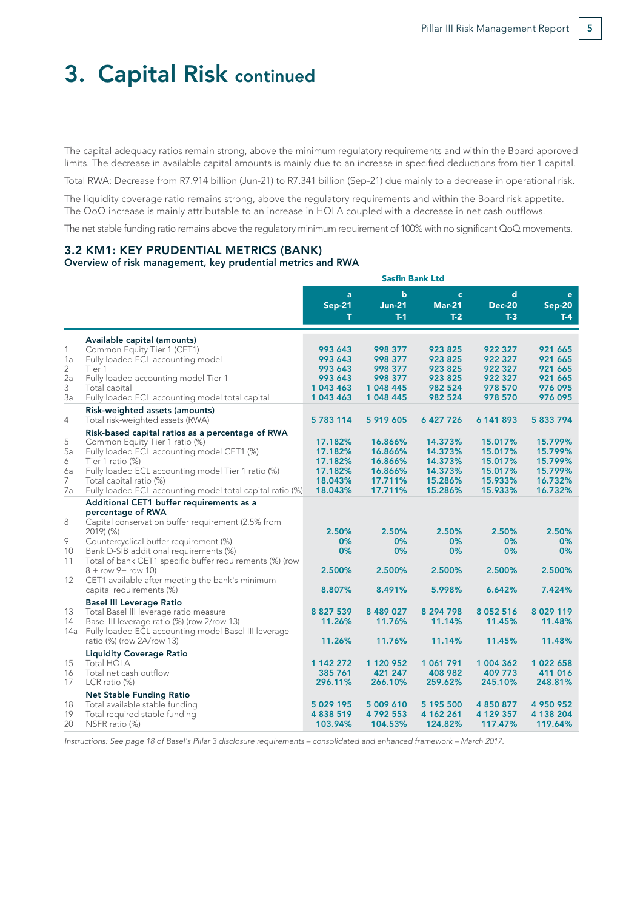# 3. Capital Risk continued

The capital adequacy ratios remain strong, above the minimum regulatory requirements and within the Board approved limits. The decrease in available capital amounts is mainly due to an increase in specified deductions from tier 1 capital.

Total RWA: Decrease from R7.914 billion (Jun-21) to R7.341 billion (Sep-21) due mainly to a decrease in operational risk.

The liquidity coverage ratio remains strong, above the regulatory requirements and within the Board risk appetite. The QoQ increase is mainly attributable to an increase in HQLA coupled with a decrease in net cash outflows.

The net stable funding ratio remains above the regulatory minimum requirement of 100% with no significant QoQ movements.

### 3.2 KM1: KEY PRUDENTIAL METRICS (BANK)

**Overview of risk management, key prudential metrics and RWA**

| | | Sasfin Bank Ltd | | | | |
|---|---|---|---|---|---|---|
| | | **a** | **b** | **c** | **d** | **e** |
| | | **Sep-21** | **Jun-21** | **Mar-21** | **Dec-20** | **Sep-20** |
| | | **T** | **T-1** | **T-2** | **T-3** | **T-4** |
| | **Available capital (amounts)** | | | | | |
| 1 | Common Equity Tier 1 (CET1) | 993 643 | 998 377 | 923 825 | 922 327 | 921 665 |
| 1a | Fully loaded ECL accounting model | 993 643 | 998 377 | 923 825 | 922 327 | 921 665 |
| 2 | Tier 1 | 993 643 | 998 377 | 923 825 | 922 327 | 921 665 |
| 2a | Fully loaded accounting model Tier 1 | 993 643 | 998 377 | 923 825 | 922 327 | 921 665 |
| 3 | Total capital | 1 043 463 | 1 048 445 | 982 524 | 978 570 | 976 095 |
| 3a | Fully loaded ECL accounting model total capital | 1 043 463 | 1 048 445 | 982 524 | 978 570 | 976 095 |
| | **Risk-weighted assets (amounts)** | | | | | |
| 4 | Total risk-weighted assets (RWA) | 5 783 114 | 5 919 605 | 6 427 726 | 6 141 893 | 5 833 794 |
| | **Risk-based capital ratios as a percentage of RWA** | | | | | |
| 5 | Common Equity Tier 1 ratio (%) | 17.182% | 16.866% | 14.373% | 15.017% | 15.799% |
| 5a | Fully loaded ECL accounting model CET1 (%) | 17.182% | 16.866% | 14.373% | 15.017% | 15.799% |
| 6 | Tier 1 ratio (%) | 17.182% | 16.866% | 14.373% | 15.017% | 15.799% |
| 6a | Fully loaded ECL accounting model Tier 1 ratio (%) | 17.182% | 16.866% | 14.373% | 15.017% | 15.799% |
| 7 | Total capital ratio (%) | 18.043% | 17.711% | 15.286% | 15.933% | 16.732% |
| 7a | Fully loaded ECL accounting model total capital ratio (%) | 18.043% | 17.711% | 15.286% | 15.933% | 16.732% |
| | **Additional CET1 buffer requirements as a percentage of RWA** | | | | | |
| 8 | Capital conservation buffer requirement (2.5% from 2019) (%) | 2.50% | 2.50% | 2.50% | 2.50% | 2.50% |
| 9 | Countercyclical buffer requirement (%) | 0% | 0% | 0% | 0% | 0% |
| 10 | Bank D-SIB additional requirements (%) | 0% | 0% | 0% | 0% | 0% |
| 11 | Total of bank CET1 specific buffer requirements (%) (row 8 + row 9+ row 10) | 2.500% | 2.500% | 2.500% | 2.500% | 2.500% |
| 12 | CET1 available after meeting the bank's minimum capital requirements (%) | 8.807% | 8.491% | 5.998% | 6.642% | 7.424% |
| | **Basel III Leverage Ratio** | | | | | |
| 13 | Total Basel III leverage ratio measure | 8 827 539 | 8 489 027 | 8 294 798 | 8 052 516 | 8 029 119 |
| 14 | Basel III leverage ratio (%) (row 2/row 13) | 11.26% | 11.76% | 11.14% | 11.45% | 11.48% |
| 14a | Fully loaded ECL accounting model Basel III leverage ratio (%) (row 2A/row 13) | 11.26% | 11.76% | 11.14% | 11.45% | 11.48% |
| | **Liquidity Coverage Ratio** | | | | | |
| 15 | Total HQLA | 1 142 272 | 1 120 952 | 1 061 791 | 1 004 362 | 1 022 658 |
| 16 | Total net cash outflow | 385 761 | 421 247 | 408 982 | 409 773 | 411 016 |
| 17 | LCR ratio (%) | 296.11% | 266.10% | 259.62% | 245.10% | 248.81% |
| | **Net Stable Funding Ratio** | | | | | |
| 18 | Total available stable funding | 5 029 195 | 5 009 610 | 5 195 500 | 4 850 877 | 4 950 952 |
| 19 | Total required stable funding | 4 838 519 | 4 792 553 | 4 162 261 | 4 129 357 | 4 138 204 |
| 20 | NSFR ratio (%) | 103.94% | 104.53% | 124.82% | 117.47% | 119.64% |

*Instructions: See page 18 of Basel's Pillar 3 disclosure requirements – consolidated and enhanced framework – March 2017.*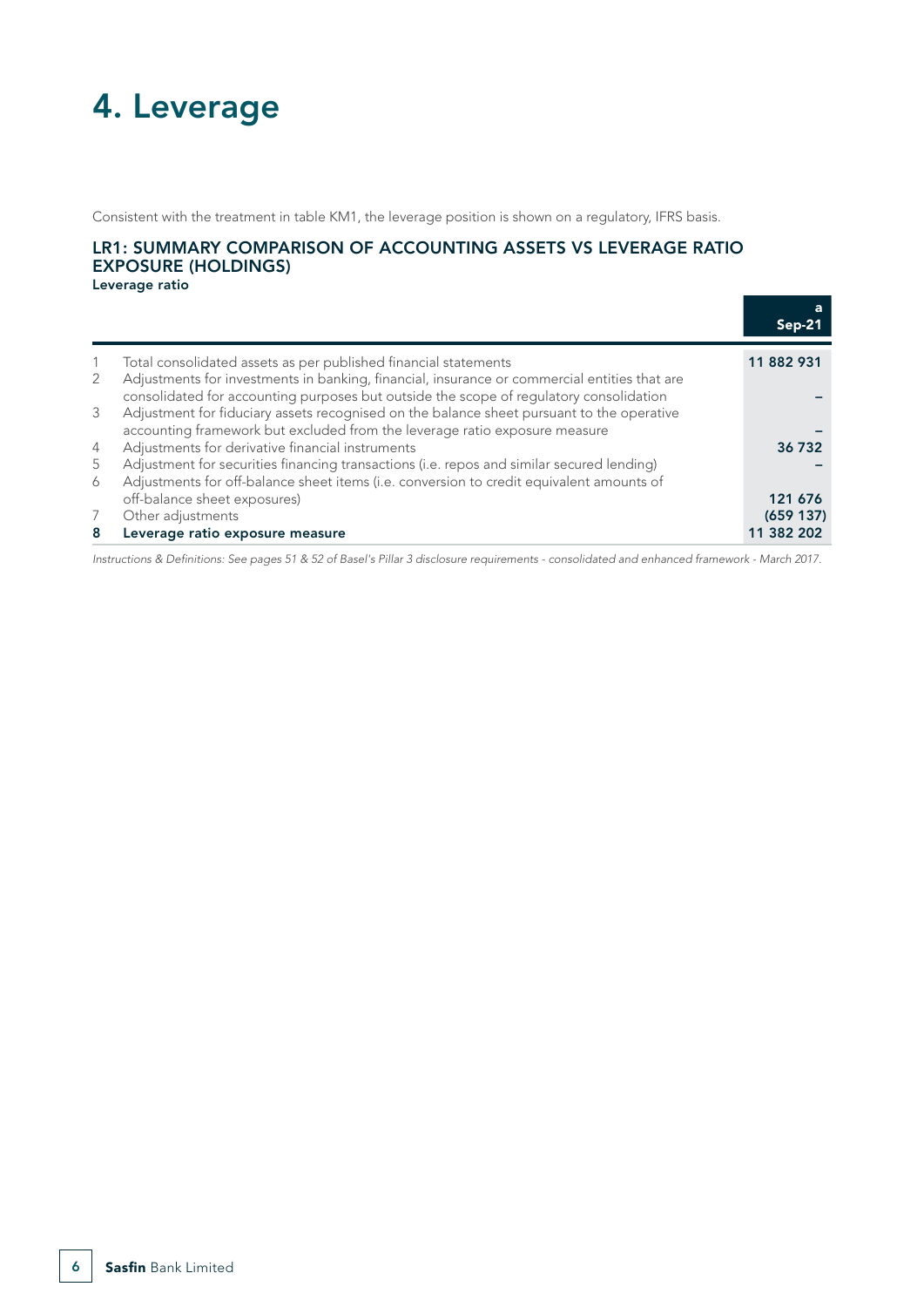# 4. Leverage

Consistent with the treatment in table KM1, the leverage position is shown on a regulatory, IFRS basis.

### LR1: SUMMARY COMPARISON OF ACCOUNTING ASSETS VS LEVERAGE RATIO EXPOSURE (HOLDINGS)

**Leverage ratio**

| | | a<br>Sep-21 |
|---|---|---|
| 1 | Total consolidated assets as per published financial statements | **11 882 931** |
| 2 | Adjustments for investments in banking, financial, insurance or commercial entities that are consolidated for accounting purposes but outside the scope of regulatory consolidation | – |
| 3 | Adjustment for fiduciary assets recognised on the balance sheet pursuant to the operative accounting framework but excluded from the leverage ratio exposure measure | – |
| 4 | Adjustments for derivative financial instruments | **36 732** |
| 5 | Adjustment for securities financing transactions (i.e. repos and similar secured lending) | – |
| 6 | Adjustments for off-balance sheet items (i.e. conversion to credit equivalent amounts of off-balance sheet exposures) | **121 676** |
| 7 | Other adjustments | **(659 137)** |
| **8** | **Leverage ratio exposure measure** | **11 382 202** |

*Instructions & Definitions: See pages 51 & 52 of Basel's Pillar 3 disclosure requirements - consolidated and enhanced framework - March 2017.*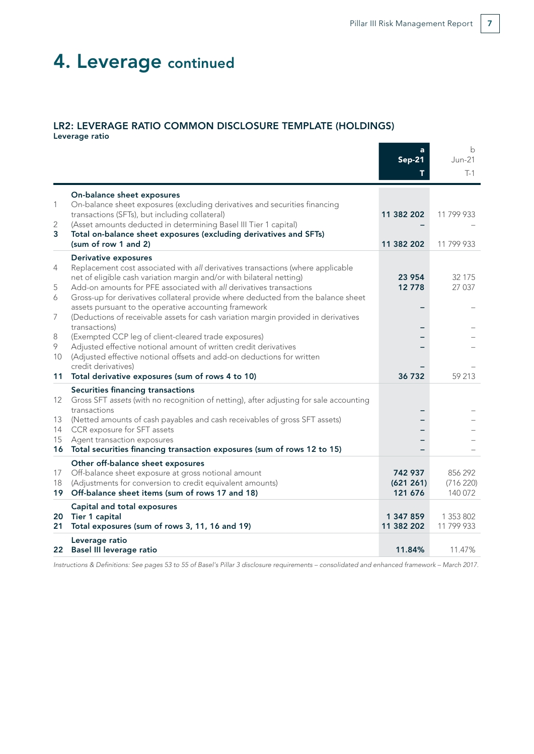# 4. Leverage continued

### LR2: LEVERAGE RATIO COMMON DISCLOSURE TEMPLATE (HOLDINGS)

**Leverage ratio**

| | | a<br>**Sep-21**<br>**T** | b<br>Jun-21<br>T-1 |
|---|---|---|---|
| | **On-balance sheet exposures** | | |
| 1 | On-balance sheet exposures (excluding derivatives and securities financing transactions (SFTs), but including collateral) | **11 382 202** | 11 799 933 |
| 2 | (Asset amounts deducted in determining Basel III Tier 1 capital) | **–** | – |
| **3** | **Total on-balance sheet exposures (excluding derivatives and SFTs) (sum of row 1 and 2)** | **11 382 202** | 11 799 933 |
| | **Derivative exposures** | | |
| 4 | Replacement cost associated with *all* derivatives transactions (where applicable net of eligible cash variation margin and/or with bilateral netting) | **23 954** | 32 175 |
| 5 | Add-on amounts for PFE associated with *all* derivatives transactions | **12 778** | 27 037 |
| 6 | Gross-up for derivatives collateral provide where deducted from the balance sheet assets pursuant to the operative accounting framework | **–** | – |
| 7 | (Deductions of receivable assets for cash variation margin provided in derivatives transactions) | **–** | – |
| 8 | (Exempted CCP leg of client-cleared trade exposures) | **–** | – |
| 9 | Adjusted effective notional amount of written credit derivatives | **–** | – |
| 10 | (Adjusted effective notional offsets and add-on deductions for written credit derivatives) | **–** | – |
| **11** | **Total derivative exposures (sum of rows 4 to 10)** | **36 732** | 59 213 |
| | **Securities financing transactions** | | |
| 12 | Gross SFT *assets* (with no recognition of netting), after adjusting for sale accounting transactions | **–** | – |
| 13 | (Netted amounts of cash payables and cash receivables of gross SFT assets) | **–** | – |
| 14 | CCR exposure for SFT assets | **–** | – |
| 15 | Agent transaction exposures | **–** | – |
| **16** | **Total securities financing transaction exposures (sum of rows 12 to 15)** | **–** | – |
| | **Other off-balance sheet exposures** | | |
| 17 | Off-balance sheet exposure at gross notional amount | **742 937** | 856 292 |
| 18 | (Adjustments for conversion to credit equivalent amounts) | **(621 261)** | (716 220) |
| **19** | **Off-balance sheet items (sum of rows 17 and 18)** | **121 676** | 140 072 |
| | **Capital and total exposures** | | |
| **20** | **Tier 1 capital** | **1 347 859** | 1 353 802 |
| **21** | **Total exposures (sum of rows 3, 11, 16 and 19)** | **11 382 202** | 11 799 933 |
| | **Leverage ratio** | | |
| **22** | **Basel III leverage ratio** | **11.84%** | 11.47% |

*Instructions & Definitions: See pages 53 to 55 of Basel's Pillar 3 disclosure requirements – consolidated and enhanced framework – March 2017.*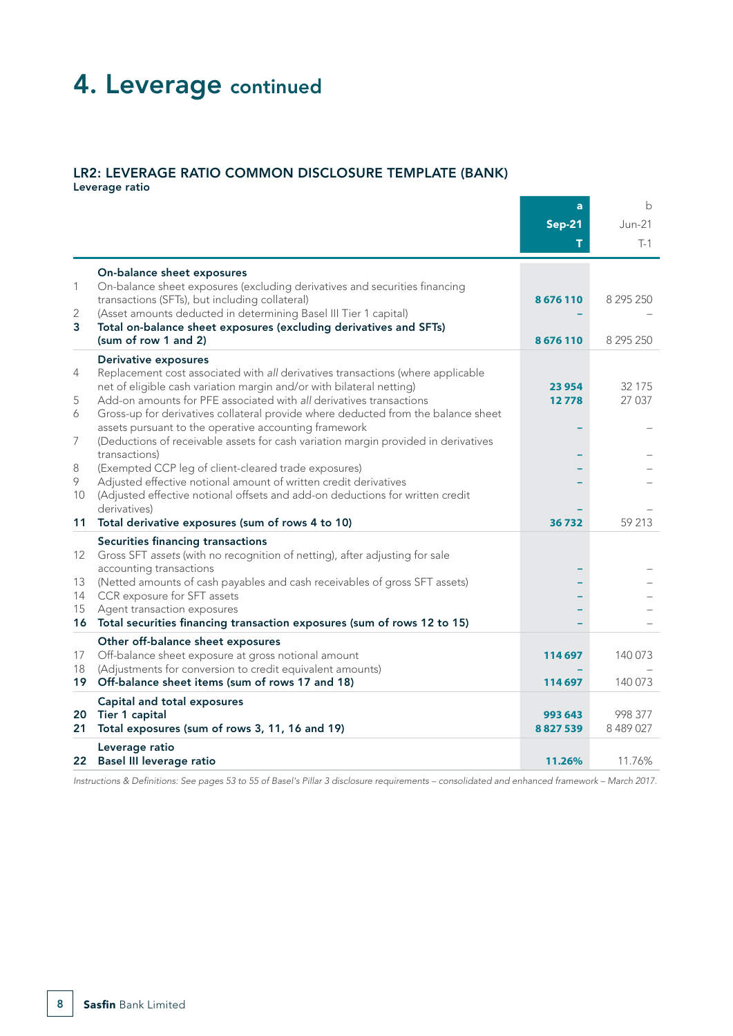# 4. Leverage continued

## LR2: LEVERAGE RATIO COMMON DISCLOSURE TEMPLATE (BANK)

**Leverage ratio**

| | | a<br>**Sep-21**<br>**T** | b<br>Jun-21<br>T-1 |
|---|---|---|---|
| | **On-balance sheet exposures** | | |
| 1 | On-balance sheet exposures (excluding derivatives and securities financing transactions (SFTs), but including collateral) | **8 676 110** | 8 295 250 |
| 2 | (Asset amounts deducted in determining Basel III Tier 1 capital) | **–** | – |
| **3** | **Total on-balance sheet exposures (excluding derivatives and SFTs) (sum of row 1 and 2)** | **8 676 110** | 8 295 250 |
| | **Derivative exposures** | | |
| 4 | Replacement cost associated with *all* derivatives transactions (where applicable net of eligible cash variation margin and/or with bilateral netting) | **23 954** | 32 175 |
| 5 | Add-on amounts for PFE associated with *all* derivatives transactions | **12 778** | 27 037 |
| 6 | Gross-up for derivatives collateral provide where deducted from the balance sheet assets pursuant to the operative accounting framework | **–** | – |
| 7 | (Deductions of receivable assets for cash variation margin provided in derivatives transactions) | **–** | – |
| 8 | (Exempted CCP leg of client-cleared trade exposures) | **–** | – |
| 9 | Adjusted effective notional amount of written credit derivatives | **–** | – |
| 10 | (Adjusted effective notional offsets and add-on deductions for written credit derivatives) | **–** | – |
| **11** | **Total derivative exposures (sum of rows 4 to 10)** | **36 732** | 59 213 |
| | **Securities financing transactions** | | |
| 12 | Gross SFT *assets* (with no recognition of netting), after adjusting for sale accounting transactions | **–** | – |
| 13 | (Netted amounts of cash payables and cash receivables of gross SFT assets) | **–** | – |
| 14 | CCR exposure for SFT assets | **–** | – |
| 15 | Agent transaction exposures | **–** | – |
| **16** | **Total securities financing transaction exposures (sum of rows 12 to 15)** | **–** | – |
| | **Other off-balance sheet exposures** | | |
| 17 | Off-balance sheet exposure at gross notional amount | **114 697** | 140 073 |
| 18 | (Adjustments for conversion to credit equivalent amounts) | **–** | – |
| **19** | **Off-balance sheet items (sum of rows 17 and 18)** | **114 697** | 140 073 |
| | **Capital and total exposures** | | |
| **20** | **Tier 1 capital** | **993 643** | 998 377 |
| **21** | **Total exposures (sum of rows 3, 11, 16 and 19)** | **8 827 539** | 8 489 027 |
| | **Leverage ratio** | | |
| **22** | **Basel III leverage ratio** | **11.26%** | 11.76% |

*Instructions & Definitions: See pages 53 to 55 of Basel's Pillar 3 disclosure requirements – consolidated and enhanced framework – March 2017.*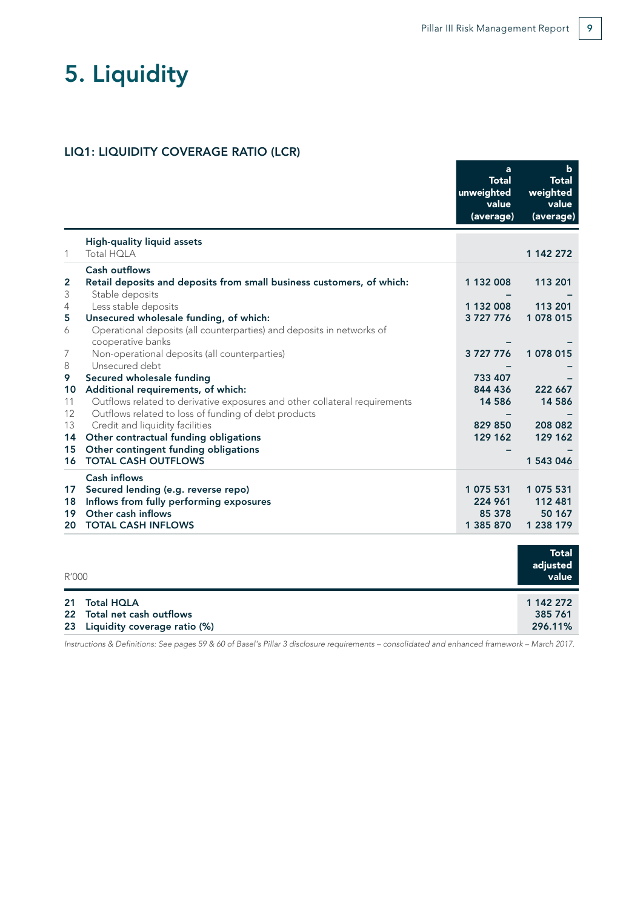# 5. Liquidity

## LIQ1: LIQUIDITY COVERAGE RATIO (LCR)

| | | a<br>Total unweighted value (average) | b<br>Total weighted value (average) |
|---|---|---|---|
| | **High-quality liquid assets** | | |
| 1 | Total HQLA | | **1 142 272** |
| | **Cash outflows** | | |
| **2** | **Retail deposits and deposits from small business customers, of which:** | **1 132 008** | **113 201** |
| 3 | Stable deposits | – | – |
| 4 | Less stable deposits | 1 132 008 | 113 201 |
| **5** | **Unsecured wholesale funding, of which:** | **3 727 776** | **1 078 015** |
| 6 | Operational deposits (all counterparties) and deposits in networks of cooperative banks | – | – |
| 7 | Non-operational deposits (all counterparties) | 3 727 776 | 1 078 015 |
| 8 | Unsecured debt | – | – |
| **9** | **Secured wholesale funding** | **733 407** | – |
| **10** | **Additional requirements, of which:** | **844 436** | **222 667** |
| 11 | Outflows related to derivative exposures and other collateral requirements | 14 586 | 14 586 |
| 12 | Outflows related to loss of funding of debt products | – | – |
| 13 | Credit and liquidity facilities | 829 850 | 208 082 |
| **14** | **Other contractual funding obligations** | **129 162** | **129 162** |
| **15** | **Other contingent funding obligations** | – | – |
| **16** | **TOTAL CASH OUTFLOWS** | | **1 543 046** |
| | **Cash inflows** | | |
| **17** | **Secured lending (e.g. reverse repo)** | **1 075 531** | **1 075 531** |
| **18** | **Inflows from fully performing exposures** | **224 961** | **112 481** |
| **19** | **Other cash inflows** | **85 378** | **50 167** |
| **20** | **TOTAL CASH INFLOWS** | **1 385 870** | **1 238 179** |

| R'000 | | Total adjusted value |
|---|---|---|
| **21** | **Total HQLA** | **1 142 272** |
| **22** | **Total net cash outflows** | **385 761** |
| **23** | **Liquidity coverage ratio (%)** | **296.11%** |

*Instructions & Definitions: See pages 59 & 60 of Basel's Pillar 3 disclosure requirements – consolidated and enhanced framework – March 2017.*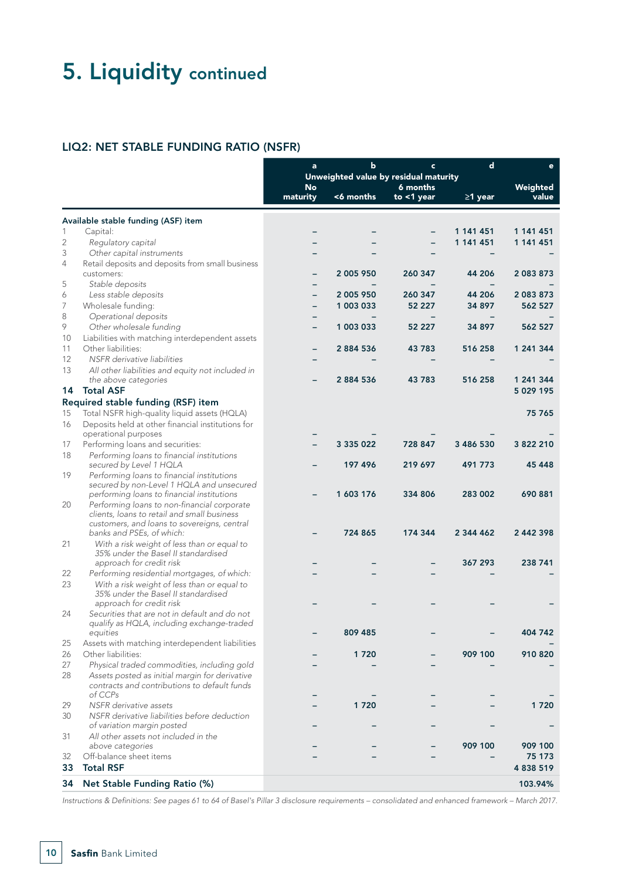# 5. Liquidity continued

## LIQ2: NET STABLE FUNDING RATIO (NSFR)

| | | a | b | c | d | e |
|---|---|---|---|---|---|---|
| | | Unweighted value by residual maturity | | | | |
| | | No maturity | <6 months | 6 months to <1 year | ≥1 year | Weighted value |
| | **Available stable funding (ASF) item** | | | | | |
| 1 | Capital: | – | – | – | 1 141 451 | 1 141 451 |
| 2 | *Regulatory capital* | – | – | – | 1 141 451 | 1 141 451 |
| 3 | *Other capital instruments* | – | – | – | – | – |
| 4 | Retail deposits and deposits from small business customers: | – | 2 005 950 | 260 347 | 44 206 | 2 083 873 |
| 5 | *Stable deposits* | – | – | – | – | – |
| 6 | *Less stable deposits* | – | 2 005 950 | 260 347 | 44 206 | 2 083 873 |
| 7 | Wholesale funding: | – | 1 003 033 | 52 227 | 34 897 | 562 527 |
| 8 | *Operational deposits* | – | – | – | – | – |
| 9 | *Other wholesale funding* | – | 1 003 033 | 52 227 | 34 897 | 562 527 |
| 10 | Liabilities with matching interdependent assets | | | | | |
| 11 | Other liabilities: | – | 2 884 536 | 43 783 | 516 258 | 1 241 344 |
| 12 | *NSFR derivative liabilities* | – | – | – | – | – |
| 13 | *All other liabilities and equity not included in the above categories* | – | 2 884 536 | 43 783 | 516 258 | 1 241 344 |
| **14** | **Total ASF** | | | | | 5 029 195 |
| | **Required stable funding (RSF) item** | | | | | |
| 15 | Total NSFR high-quality liquid assets (HQLA) | | | | | 75 765 |
| 16 | Deposits held at other financial institutions for operational purposes | – | – | – | – | – |
| 17 | Performing loans and securities: | – | 3 335 022 | 728 847 | 3 486 530 | 3 822 210 |
| 18 | *Performing loans to financial institutions secured by Level 1 HQLA* | – | 197 496 | 219 697 | 491 773 | 45 448 |
| 19 | *Performing loans to financial institutions secured by non-Level 1 HQLA and unsecured performing loans to financial institutions* | – | 1 603 176 | 334 806 | 283 002 | 690 881 |
| 20 | *Performing loans to non-financial corporate clients, loans to retail and small business customers, and loans to sovereigns, central banks and PSEs, of which:* | – | 724 865 | 174 344 | 2 344 462 | 2 442 398 |
| 21 | *With a risk weight of less than or equal to 35% under the Basel II standardised approach for credit risk* | – | – | – | 367 293 | 238 741 |
| 22 | *Performing residential mortgages, of which:* | – | – | – | – | – |
| 23 | *With a risk weight of less than or equal to 35% under the Basel II standardised approach for credit risk* | – | – | – | – | – |
| 24 | *Securities that are not in default and do not qualify as HQLA, including exchange-traded equities* | – | 809 485 | – | – | 404 742 |
| 25 | Assets with matching interdependent liabilities | | | | | – |
| 26 | Other liabilities: | – | 1 720 | – | 909 100 | 910 820 |
| 27 | *Physical traded commodities, including gold* | – | – | – | – | – |
| 28 | *Assets posted as initial margin for derivative contracts and contributions to default funds of CCPs* | – | – | – | – | – |
| 29 | *NSFR derivative assets* | – | 1 720 | – | – | 1 720 |
| 30 | *NSFR derivative liabilities before deduction of variation margin posted* | – | – | – | – | – |
| 31 | *All other assets not included in the above categories* | – | – | – | 909 100 | 909 100 |
| 32 | Off-balance sheet items | – | – | – | – | 75 173 |
| **33** | **Total RSF** | | | | | 4 838 519 |
| **34** | **Net Stable Funding Ratio (%)** | | | | | **103.94%** |

*Instructions & Definitions: See pages 61 to 64 of Basel's Pillar 3 disclosure requirements – consolidated and enhanced framework – March 2017.*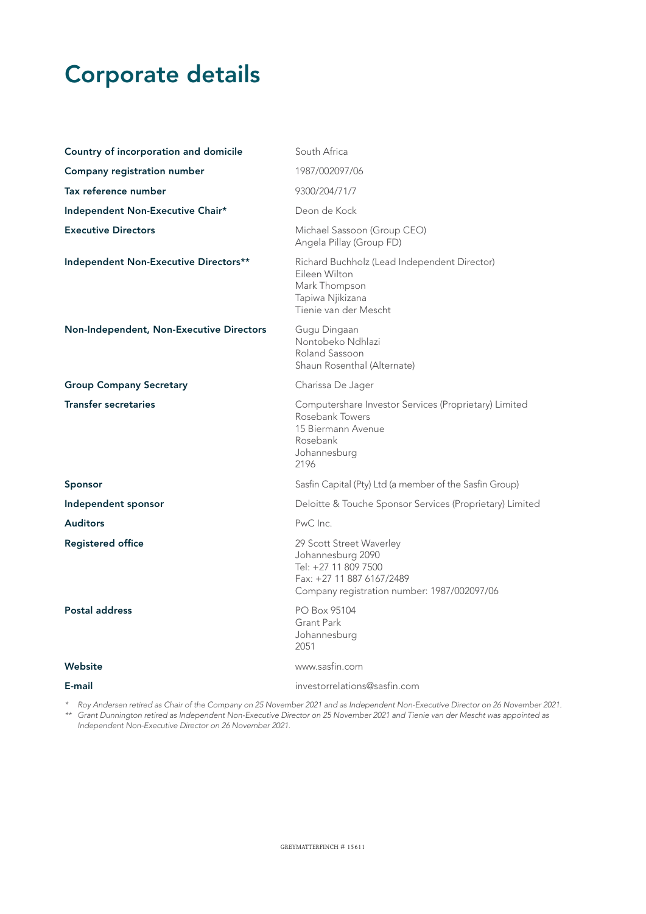# Corporate details

| | |
|---|---|
| **Country of incorporation and domicile** | South Africa |
| **Company registration number** | 1987/002097/06 |
| **Tax reference number** | 9300/204/71/7 |
| **Independent Non-Executive Chair*** | Deon de Kock |
| **Executive Directors** | Michael Sassoon (Group CEO)<br>Angela Pillay (Group FD) |
| **Independent Non-Executive Directors**** | Richard Buchholz (Lead Independent Director)<br>Eileen Wilton<br>Mark Thompson<br>Tapiwa Njikizana<br>Tienie van der Mescht |
| **Non-Independent, Non-Executive Directors** | Gugu Dingaan<br>Nontobeko Ndhlazi<br>Roland Sassoon<br>Shaun Rosenthal (Alternate) |
| **Group Company Secretary** | Charissa De Jager |
| **Transfer secretaries** | Computershare Investor Services (Proprietary) Limited<br>Rosebank Towers<br>15 Biermann Avenue<br>Rosebank<br>Johannesburg<br>2196 |
| **Sponsor** | Sasfin Capital (Pty) Ltd (a member of the Sasfin Group) |
| **Independent sponsor** | Deloitte & Touche Sponsor Services (Proprietary) Limited |
| **Auditors** | PwC Inc. |
| **Registered office** | 29 Scott Street Waverley<br>Johannesburg 2090<br>Tel: +27 11 809 7500<br>Fax: +27 11 887 6167/2489<br>Company registration number: 1987/002097/06 |
| **Postal address** | PO Box 95104<br>Grant Park<br>Johannesburg<br>2051 |
| **Website** | www.sasfin.com |
| **E-mail** | investorrelations@sasfin.com |

\* *Roy Andersen retired as Chair of the Company on 25 November 2021 and as Independent Non-Executive Director on 26 November 2021.*

\*\* *Grant Dunnington retired as Independent Non-Executive Director on 25 November 2021 and Tienie van der Mescht was appointed as Independent Non-Executive Director on 26 November 2021.*

GREYMATTERFINCH # 15611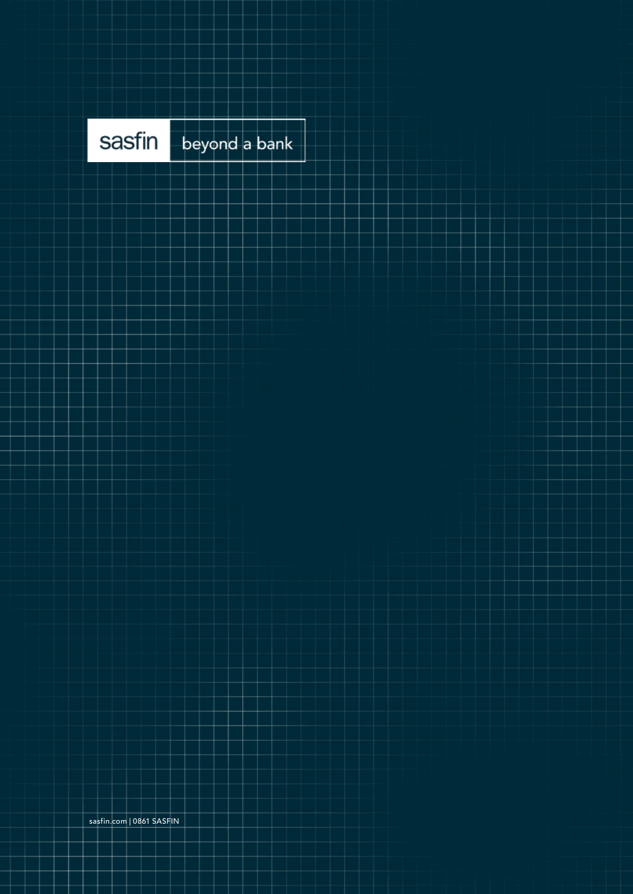sasfin beyond a bank

sasfin.com | 0861 SASFIN